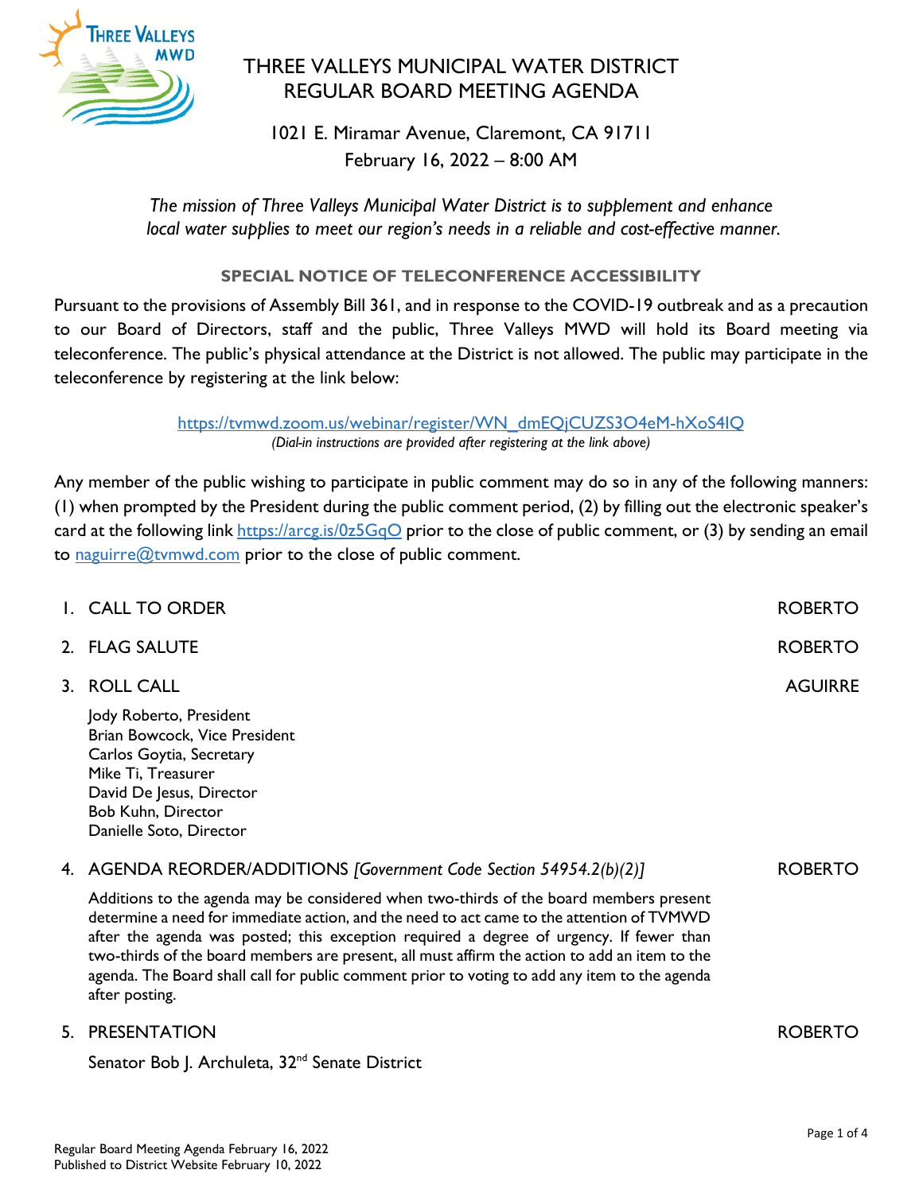# THREE VALLEYS MUNICIPAL WATER DISTRICT
# REGULAR BOARD MEETING AGENDA

1021 E. Miramar Avenue, Claremont, CA 91711
February 16, 2022 – 8:00 AM

*The mission of Three Valleys Municipal Water District is to supplement and enhance local water supplies to meet our region's needs in a reliable and cost-effective manner.*

### SPECIAL NOTICE OF TELECONFERENCE ACCESSIBILITY

Pursuant to the provisions of Assembly Bill 361, and in response to the COVID-19 outbreak and as a precaution to our Board of Directors, staff and the public, Three Valleys MWD will hold its Board meeting via teleconference. The public's physical attendance at the District is not allowed. The public may participate in the teleconference by registering at the link below:

https://tvmwd.zoom.us/webinar/register/WN_dmEQjCUZS3O4eM-hXoS4lQ
*(Dial-in instructions are provided after registering at the link above)*

Any member of the public wishing to participate in public comment may do so in any of the following manners: (1) when prompted by the President during the public comment period, (2) by filling out the electronic speaker's card at the following link https://arcg.is/0z5GqO prior to the close of public comment, or (3) by sending an email to naguirre@tvmwd.com prior to the close of public comment.

1. CALL TO ORDER — ROBERTO

2. FLAG SALUTE — ROBERTO

3. ROLL CALL — AGUIRRE

   Jody Roberto, President
   Brian Bowcock, Vice President
   Carlos Goytia, Secretary
   Mike Ti, Treasurer
   David De Jesus, Director
   Bob Kuhn, Director
   Danielle Soto, Director

4. AGENDA REORDER/ADDITIONS *[Government Code Section 54954.2(b)(2)]* — ROBERTO

   Additions to the agenda may be considered when two-thirds of the board members present determine a need for immediate action, and the need to act came to the attention of TVMWD after the agenda was posted; this exception required a degree of urgency. If fewer than two-thirds of the board members are present, all must affirm the action to add an item to the agenda. The Board shall call for public comment prior to voting to add any item to the agenda after posting.

5. PRESENTATION — ROBERTO

   Senator Bob J. Archuleta, 32nd Senate District

Regular Board Meeting Agenda February 16, 2022
Published to District Website February 10, 2022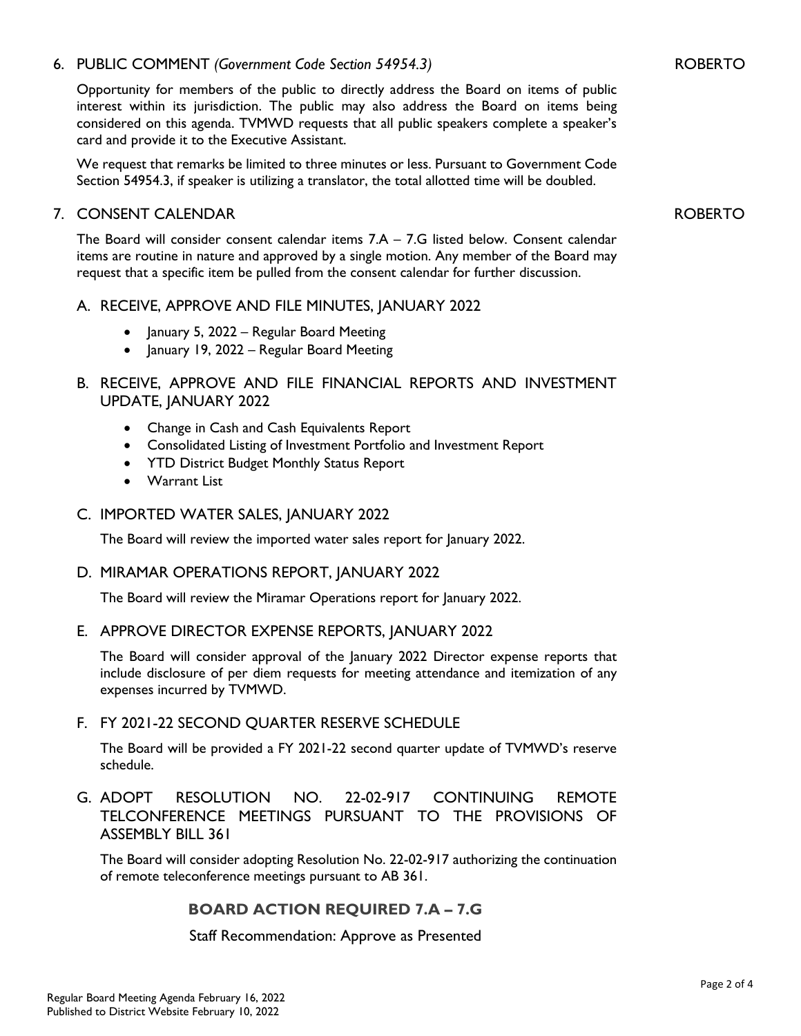## 6. PUBLIC COMMENT *(Government Code Section 54954.3)* ROBERTO

Opportunity for members of the public to directly address the Board on items of public interest within its jurisdiction. The public may also address the Board on items being considered on this agenda. TVMWD requests that all public speakers complete a speaker's card and provide it to the Executive Assistant.

We request that remarks be limited to three minutes or less. Pursuant to Government Code Section 54954.3, if speaker is utilizing a translator, the total allotted time will be doubled.

## 7. CONSENT CALENDAR ROBERTO

The Board will consider consent calendar items 7.A – 7.G listed below. Consent calendar items are routine in nature and approved by a single motion. Any member of the Board may request that a specific item be pulled from the consent calendar for further discussion.

### A. RECEIVE, APPROVE AND FILE MINUTES, JANUARY 2022

- January 5, 2022 – Regular Board Meeting
- January 19, 2022 – Regular Board Meeting

### B. RECEIVE, APPROVE AND FILE FINANCIAL REPORTS AND INVESTMENT UPDATE, JANUARY 2022

- Change in Cash and Cash Equivalents Report
- Consolidated Listing of Investment Portfolio and Investment Report
- YTD District Budget Monthly Status Report
- Warrant List

### C. IMPORTED WATER SALES, JANUARY 2022

The Board will review the imported water sales report for January 2022.

### D. MIRAMAR OPERATIONS REPORT, JANUARY 2022

The Board will review the Miramar Operations report for January 2022.

### E. APPROVE DIRECTOR EXPENSE REPORTS, JANUARY 2022

The Board will consider approval of the January 2022 Director expense reports that include disclosure of per diem requests for meeting attendance and itemization of any expenses incurred by TVMWD.

### F. FY 2021-22 SECOND QUARTER RESERVE SCHEDULE

The Board will be provided a FY 2021-22 second quarter update of TVMWD's reserve schedule.

### G. ADOPT RESOLUTION NO. 22-02-917 CONTINUING REMOTE TELCONFERENCE MEETINGS PURSUANT TO THE PROVISIONS OF ASSEMBLY BILL 361

The Board will consider adopting Resolution No. 22-02-917 authorizing the continuation of remote teleconference meetings pursuant to AB 361.

**BOARD ACTION REQUIRED 7.A – 7.G**

Staff Recommendation: Approve as Presented

Regular Board Meeting Agenda February 16, 2022
Published to District Website February 10, 2022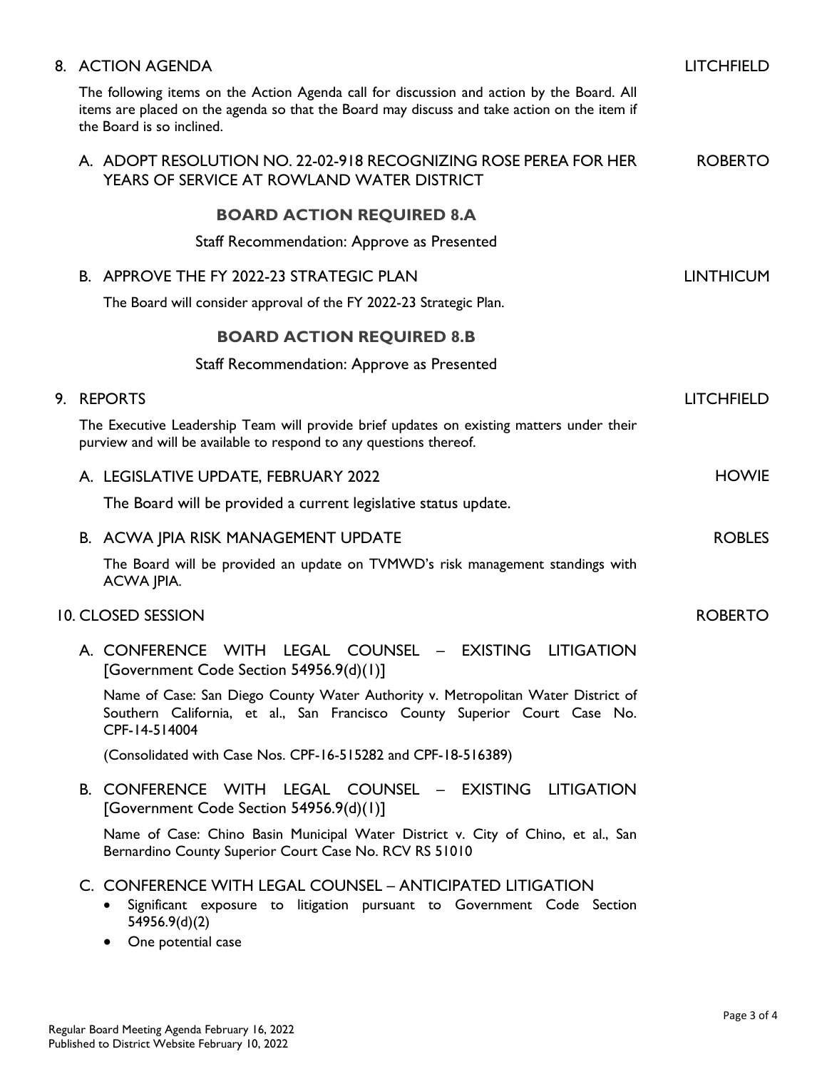## 8. ACTION AGENDA — LITCHFIELD

The following items on the Action Agenda call for discussion and action by the Board. All items are placed on the agenda so that the Board may discuss and take action on the item if the Board is so inclined.

### A. ADOPT RESOLUTION NO. 22-02-918 RECOGNIZING ROSE PEREA FOR HER YEARS OF SERVICE AT ROWLAND WATER DISTRICT — ROBERTO

**BOARD ACTION REQUIRED 8.A**

Staff Recommendation: Approve as Presented

### B. APPROVE THE FY 2022-23 STRATEGIC PLAN — LINTHICUM

The Board will consider approval of the FY 2022-23 Strategic Plan.

**BOARD ACTION REQUIRED 8.B**

Staff Recommendation: Approve as Presented

## 9. REPORTS — LITCHFIELD

The Executive Leadership Team will provide brief updates on existing matters under their purview and will be available to respond to any questions thereof.

### A. LEGISLATIVE UPDATE, FEBRUARY 2022 — HOWIE

The Board will be provided a current legislative status update.

### B. ACWA JPIA RISK MANAGEMENT UPDATE — ROBLES

The Board will be provided an update on TVMWD's risk management standings with ACWA JPIA.

## 10. CLOSED SESSION — ROBERTO

### A. CONFERENCE WITH LEGAL COUNSEL – EXISTING LITIGATION [Government Code Section 54956.9(d)(1)]

Name of Case: San Diego County Water Authority v. Metropolitan Water District of Southern California, et al., San Francisco County Superior Court Case No. CPF-14-514004

(Consolidated with Case Nos. CPF-16-515282 and CPF-18-516389)

### B. CONFERENCE WITH LEGAL COUNSEL – EXISTING LITIGATION [Government Code Section 54956.9(d)(1)]

Name of Case: Chino Basin Municipal Water District v. City of Chino, et al., San Bernardino County Superior Court Case No. RCV RS 51010

### C. CONFERENCE WITH LEGAL COUNSEL – ANTICIPATED LITIGATION

- Significant exposure to litigation pursuant to Government Code Section 54956.9(d)(2)
- One potential case

Regular Board Meeting Agenda February 16, 2022
Published to District Website February 10, 2022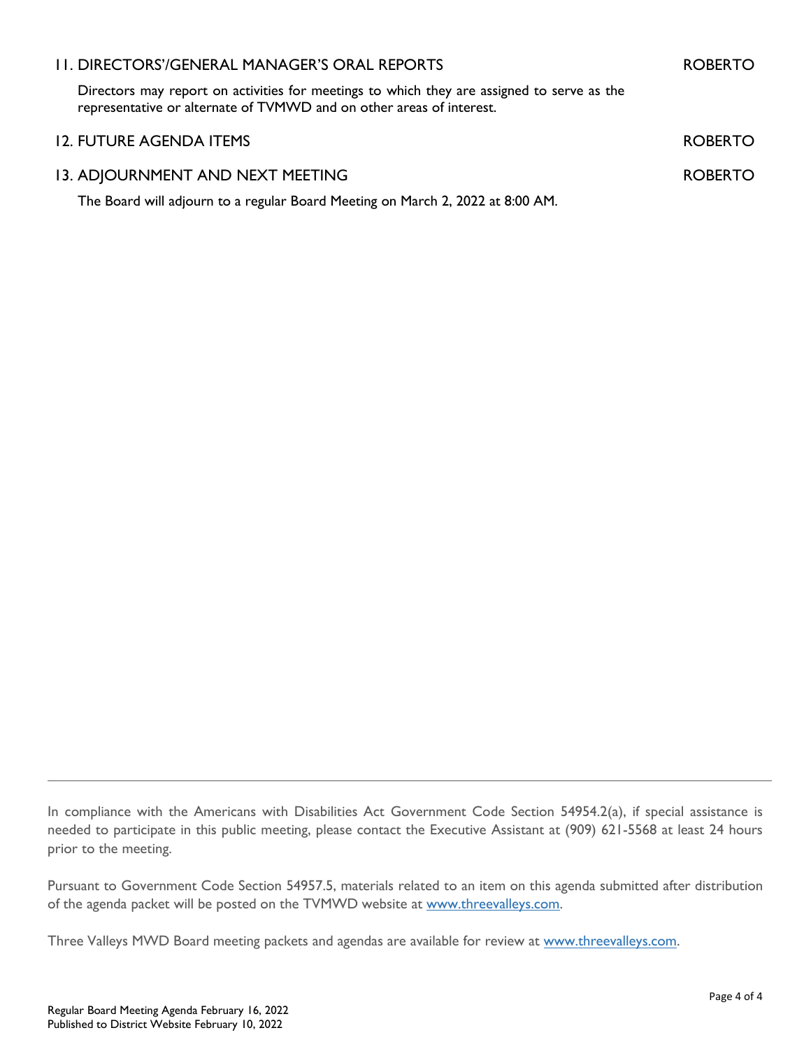11. DIRECTORS'/GENERAL MANAGER'S ORAL REPORTS ROBERTO

Directors may report on activities for meetings to which they are assigned to serve as the representative or alternate of TVMWD and on other areas of interest.

12. FUTURE AGENDA ITEMS ROBERTO

13. ADJOURNMENT AND NEXT MEETING ROBERTO

The Board will adjourn to a regular Board Meeting on March 2, 2022 at 8:00 AM.

---

In compliance with the Americans with Disabilities Act Government Code Section 54954.2(a), if special assistance is needed to participate in this public meeting, please contact the Executive Assistant at (909) 621-5568 at least 24 hours prior to the meeting.

Pursuant to Government Code Section 54957.5, materials related to an item on this agenda submitted after distribution of the agenda packet will be posted on the TVMWD website at www.threevalleys.com.

Three Valleys MWD Board meeting packets and agendas are available for review at www.threevalleys.com.

Regular Board Meeting Agenda February 16, 2022
Published to District Website February 10, 2022